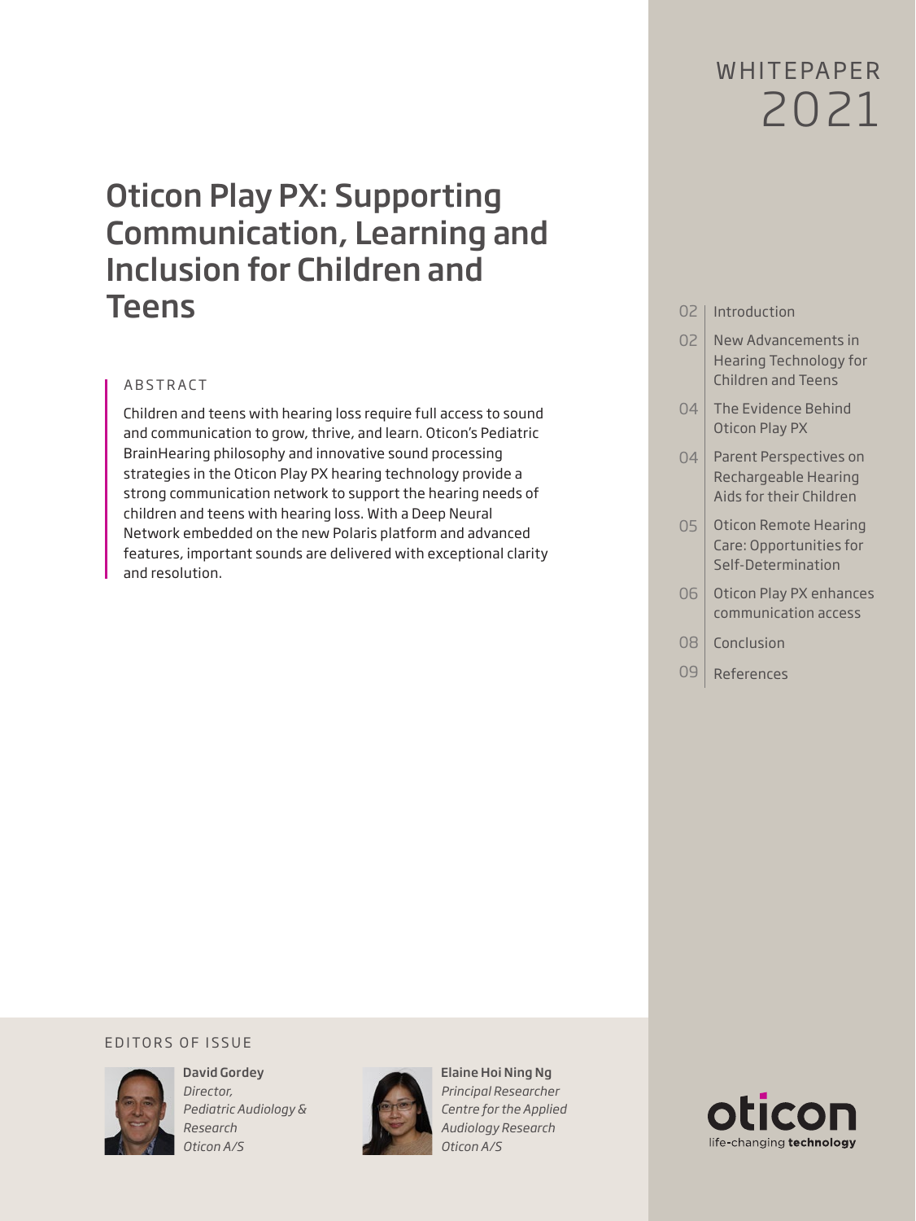WHITEPAPER 2021

# Oticon Play PX: Supporting Communication, Learning and Inclusion for Children and Teens

## ABSTRACT

Children and teens with hearing loss require full access to sound and communication to grow, thrive, and learn. Oticon's Pediatric BrainHearing philosophy and innovative sound processing strategies in the Oticon Play PX hearing technology provide a strong communication network to support the hearing needs of children and teens with hearing loss. With a Deep Neural Network embedded on the new Polaris platform and advanced features, important sounds are delivered with exceptional clarity and resolution.

| | |
|---|---|
| 02 | Introduction |
| 02 | New Advancements in Hearing Technology for Children and Teens |
| 04 | The Evidence Behind Oticon Play PX |
| 04 | Parent Perspectives on Rechargeable Hearing Aids for their Children |
| 05 | Oticon Remote Hearing Care: Opportunities for Self-Determination |
| 06 | Oticon Play PX enhances communication access |
| 08 | Conclusion |
| 09 | References |

EDITORS OF ISSUE

**David Gordey**
*Director, Pediatric Audiology & Research*
*Oticon A/S*

**Elaine Hoi Ning Ng**
*Principal Researcher*
*Centre for the Applied Audiology Research*
*Oticon A/S*

oticon
life-changing **technology**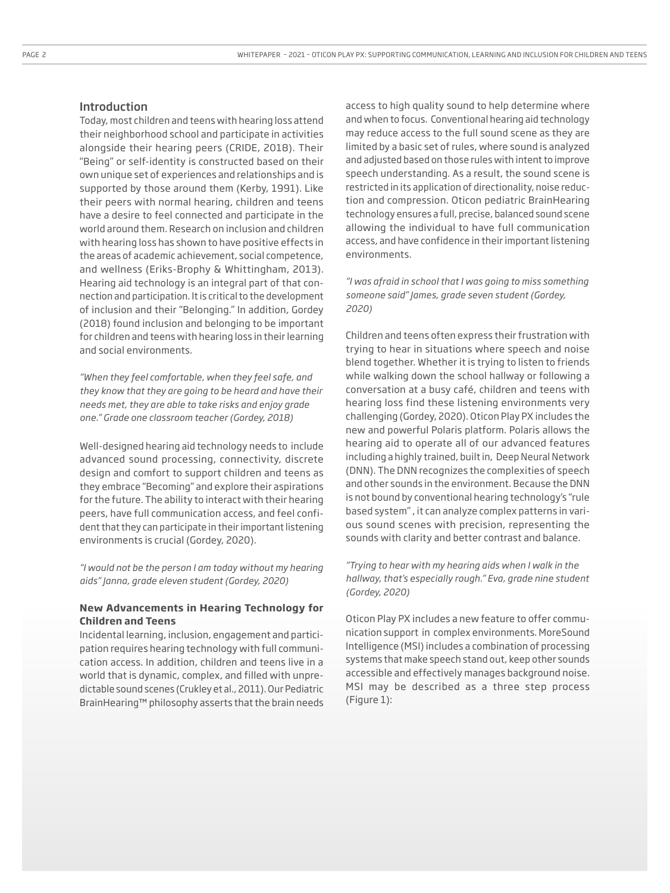## Introduction

Today, most children and teens with hearing loss attend their neighborhood school and participate in activities alongside their hearing peers (CRIDE, 2018). Their "Being" or self-identity is constructed based on their own unique set of experiences and relationships and is supported by those around them (Kerby, 1991). Like their peers with normal hearing, children and teens have a desire to feel connected and participate in the world around them. Research on inclusion and children with hearing loss has shown to have positive effects in the areas of academic achievement, social competence, and wellness (Eriks-Brophy & Whittingham, 2013). Hearing aid technology is an integral part of that connection and participation. It is critical to the development of inclusion and their "Belonging." In addition, Gordey (2018) found inclusion and belonging to be important for children and teens with hearing loss in their learning and social environments.

*"When they feel comfortable, when they feel safe, and they know that they are going to be heard and have their needs met, they are able to take risks and enjoy grade one." Grade one classroom teacher (Gordey, 2018)*

Well-designed hearing aid technology needs to include advanced sound processing, connectivity, discrete design and comfort to support children and teens as they embrace "Becoming" and explore their aspirations for the future. The ability to interact with their hearing peers, have full communication access, and feel confident that they can participate in their important listening environments is crucial (Gordey, 2020).

*"I would not be the person I am today without my hearing aids" Janna, grade eleven student (Gordey, 2020)*

### New Advancements in Hearing Technology for Children and Teens

Incidental learning, inclusion, engagement and participation requires hearing technology with full communication access. In addition, children and teens live in a world that is dynamic, complex, and filled with unpredictable sound scenes (Crukley et al., 2011). Our Pediatric BrainHearing™ philosophy asserts that the brain needs access to high quality sound to help determine where and when to focus. Conventional hearing aid technology may reduce access to the full sound scene as they are limited by a basic set of rules, where sound is analyzed and adjusted based on those rules with intent to improve speech understanding. As a result, the sound scene is restricted in its application of directionality, noise reduction and compression. Oticon pediatric BrainHearing technology ensures a full, precise, balanced sound scene allowing the individual to have full communication access, and have confidence in their important listening environments.

*"I was afraid in school that I was going to miss something someone said" James, grade seven student (Gordey, 2020)*

Children and teens often express their frustration with trying to hear in situations where speech and noise blend together. Whether it is trying to listen to friends while walking down the school hallway or following a conversation at a busy café, children and teens with hearing loss find these listening environments very challenging (Gordey, 2020). Oticon Play PX includes the new and powerful Polaris platform. Polaris allows the hearing aid to operate all of our advanced features including a highly trained, built in, Deep Neural Network (DNN). The DNN recognizes the complexities of speech and other sounds in the environment. Because the DNN is not bound by conventional hearing technology's "rule based system" , it can analyze complex patterns in various sound scenes with precision, representing the sounds with clarity and better contrast and balance.

*"Trying to hear with my hearing aids when I walk in the hallway, that's especially rough." Eva, grade nine student (Gordey, 2020)*

Oticon Play PX includes a new feature to offer communication support in complex environments. MoreSound Intelligence (MSI) includes a combination of processing systems that make speech stand out, keep other sounds accessible and effectively manages background noise. MSI may be described as a three step process (Figure 1):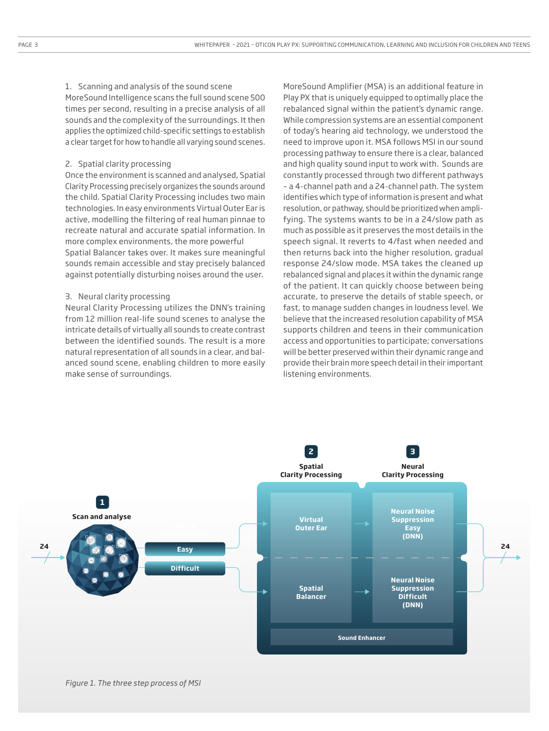1. Scanning and analysis of the sound scene

MoreSound Intelligence scans the full sound scene 500 times per second, resulting in a precise analysis of all sounds and the complexity of the surroundings. It then applies the optimized child-specific settings to establish a clear target for how to handle all varying sound scenes.

2. Spatial clarity processing

Once the environment is scanned and analysed, Spatial Clarity Processing precisely organizes the sounds around the child. Spatial Clarity Processing includes two main technologies. In easy environments Virtual Outer Ear is active, modelling the filtering of real human pinnae to recreate natural and accurate spatial information. In more complex environments, the more powerful Spatial Balancer takes over. It makes sure meaningful sounds remain accessible and stay precisely balanced against potentially disturbing noises around the user.

3. Neural clarity processing

Neural Clarity Processing utilizes the DNN's training from 12 million real-life sound scenes to analyse the intricate details of virtually all sounds to create contrast between the identified sounds. The result is a more natural representation of all sounds in a clear, and balanced sound scene, enabling children to more easily make sense of surroundings.

MoreSound Amplifier (MSA) is an additional feature in Play PX that is uniquely equipped to optimally place the rebalanced signal within the patient's dynamic range. While compression systems are an essential component of today's hearing aid technology, we understood the need to improve upon it. MSA follows MSI in our sound processing pathway to ensure there is a clear, balanced and high quality sound input to work with. Sounds are constantly processed through two different pathways – a 4-channel path and a 24-channel path. The system identifies which type of information is present and what resolution, or pathway, should be prioritized when amplifying. The systems wants to be in a 24/slow path as much as possible as it preserves the most details in the speech signal. It reverts to 4/fast when needed and then returns back into the higher resolution, gradual response 24/slow mode. MSA takes the cleaned up rebalanced signal and places it within the dynamic range of the patient. It can quickly choose between being accurate, to preserve the details of stable speech, or fast, to manage sudden changes in loudness level. We believe that the increased resolution capability of MSA supports children and teens in their communication access and opportunities to participate; conversations will be better preserved within their dynamic range and provide their brain more speech detail in their important listening environments.

*Figure 1. The three step process of MSI*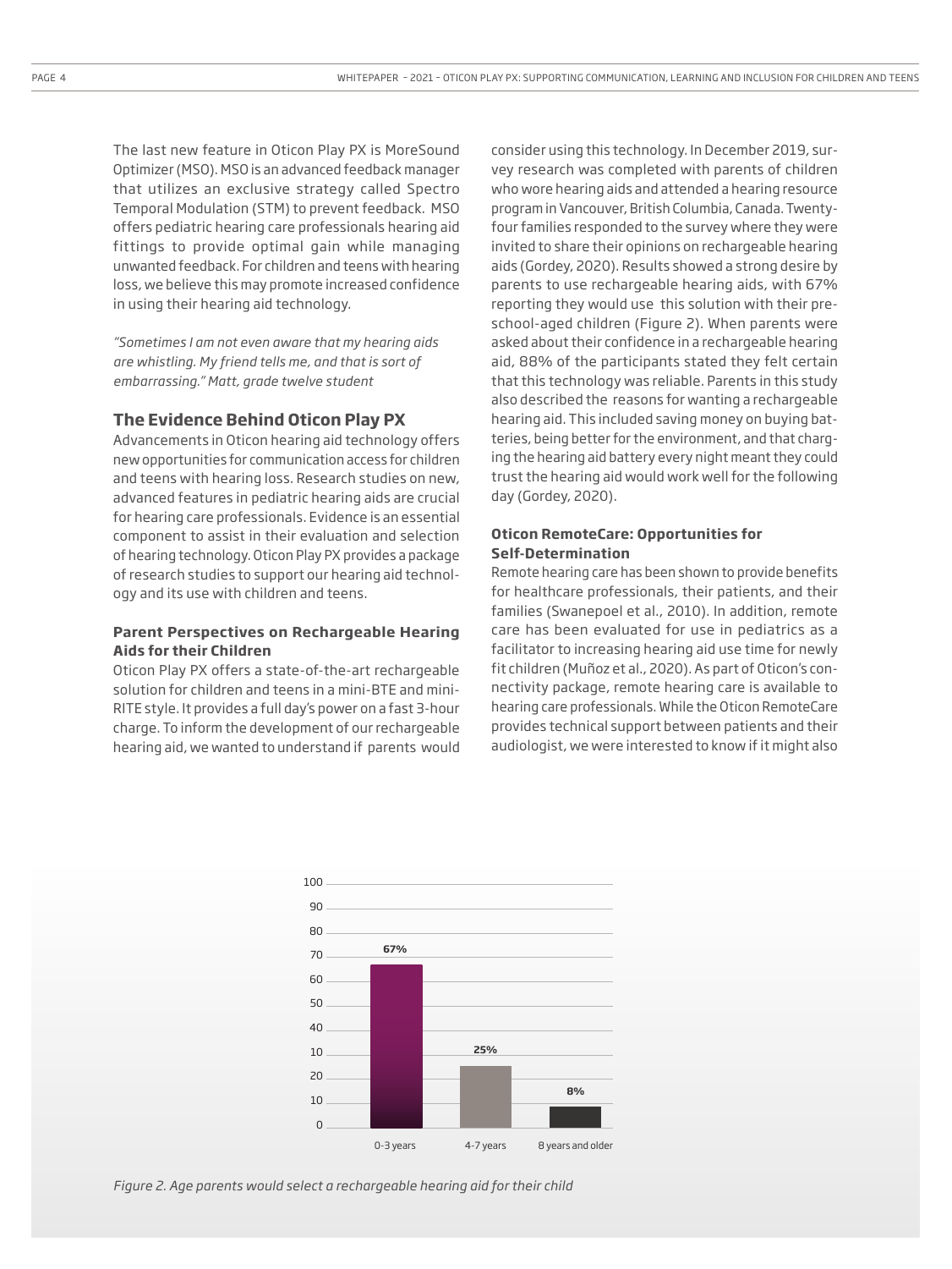The last new feature in Oticon Play PX is MoreSound Optimizer (MSO). MSO is an advanced feedback manager that utilizes an exclusive strategy called Spectro Temporal Modulation (STM) to prevent feedback. MSO offers pediatric hearing care professionals hearing aid fittings to provide optimal gain while managing unwanted feedback. For children and teens with hearing loss, we believe this may promote increased confidence in using their hearing aid technology.

*"Sometimes I am not even aware that my hearing aids are whistling. My friend tells me, and that is sort of embarrassing." Matt, grade twelve student*

## The Evidence Behind Oticon Play PX

Advancements in Oticon hearing aid technology offers new opportunities for communication access for children and teens with hearing loss. Research studies on new, advanced features in pediatric hearing aids are crucial for hearing care professionals. Evidence is an essential component to assist in their evaluation and selection of hearing technology. Oticon Play PX provides a package of research studies to support our hearing aid technology and its use with children and teens.

### Parent Perspectives on Rechargeable Hearing Aids for their Children

Oticon Play PX offers a state-of-the-art rechargeable solution for children and teens in a mini-BTE and mini-RITE style. It provides a full day's power on a fast 3-hour charge. To inform the development of our rechargeable hearing aid, we wanted to understand if parents would consider using this technology. In December 2019, survey research was completed with parents of children who wore hearing aids and attended a hearing resource program in Vancouver, British Columbia, Canada. Twenty-four families responded to the survey where they were invited to share their opinions on rechargeable hearing aids (Gordey, 2020). Results showed a strong desire by parents to use rechargeable hearing aids, with 67% reporting they would use this solution with their preschool-aged children (Figure 2). When parents were asked about their confidence in a rechargeable hearing aid, 88% of the participants stated they felt certain that this technology was reliable. Parents in this study also described the reasons for wanting a rechargeable hearing aid. This included saving money on buying batteries, being better for the environment, and that charging the hearing aid battery every night meant they could trust the hearing aid would work well for the following day (Gordey, 2020).

### Oticon RemoteCare: Opportunities for Self-Determination

Remote hearing care has been shown to provide benefits for healthcare professionals, their patients, and their families (Swanepoel et al., 2010). In addition, remote care has been evaluated for use in pediatrics as a facilitator to increasing hearing aid use time for newly fit children (Muñoz et al., 2020). As part of Oticon's connectivity package, remote hearing care is available to hearing care professionals. While the Oticon RemoteCare provides technical support between patients and their audiologist, we were interested to know if it might also

| Age | Percentage |
| --- | --- |
| 0-3 years | 67% |
| 4-7 years | 25% |
| 8 years and older | 8% |

*Figure 2. Age parents would select a rechargeable hearing aid for their child*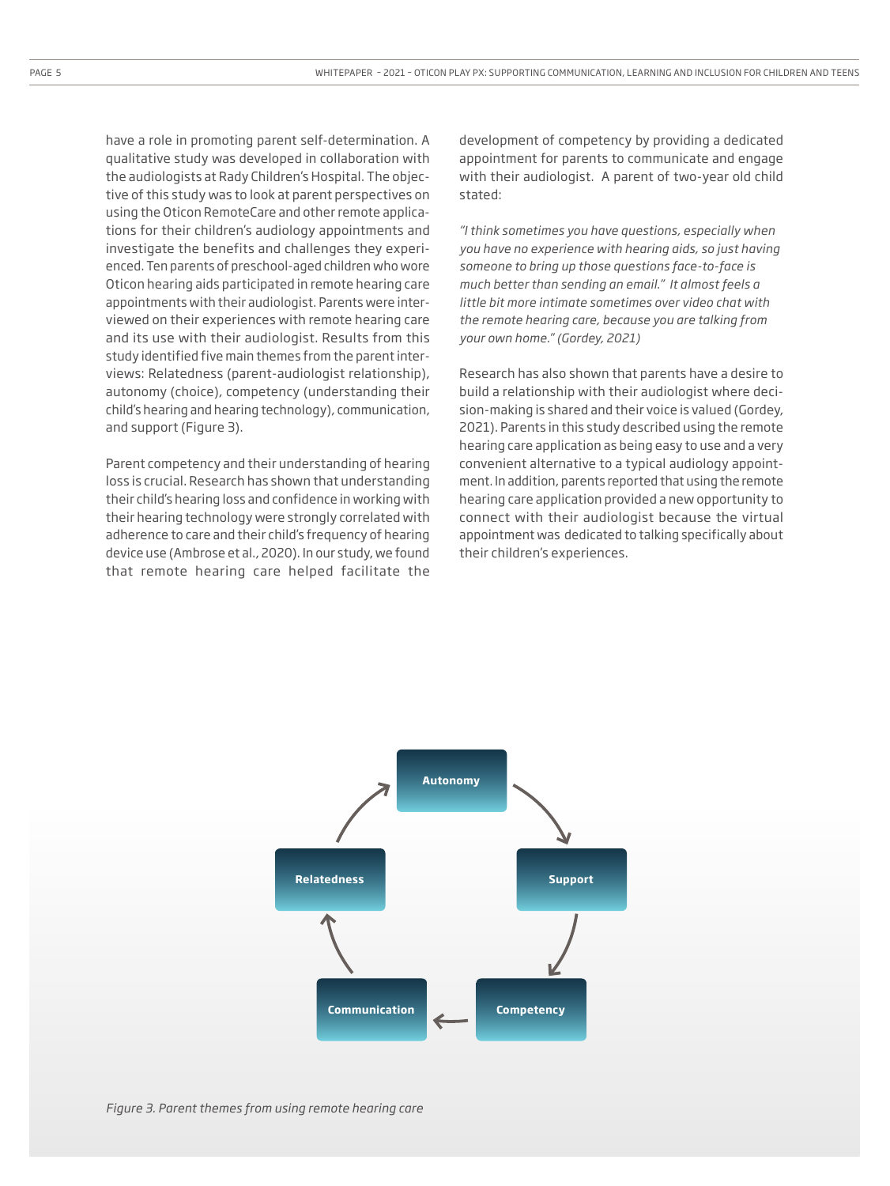have a role in promoting parent self-determination. A qualitative study was developed in collaboration with the audiologists at Rady Children's Hospital. The objective of this study was to look at parent perspectives on using the Oticon RemoteCare and other remote applications for their children's audiology appointments and investigate the benefits and challenges they experienced. Ten parents of preschool-aged children who wore Oticon hearing aids participated in remote hearing care appointments with their audiologist. Parents were interviewed on their experiences with remote hearing care and its use with their audiologist. Results from this study identified five main themes from the parent interviews: Relatedness (parent-audiologist relationship), autonomy (choice), competency (understanding their child's hearing and hearing technology), communication, and support (Figure 3).

Parent competency and their understanding of hearing loss is crucial. Research has shown that understanding their child's hearing loss and confidence in working with their hearing technology were strongly correlated with adherence to care and their child's frequency of hearing device use (Ambrose et al., 2020). In our study, we found that remote hearing care helped facilitate the development of competency by providing a dedicated appointment for parents to communicate and engage with their audiologist. A parent of two-year old child stated:

*"I think sometimes you have questions, especially when you have no experience with hearing aids, so just having someone to bring up those questions face-to-face is much better than sending an email." It almost feels a little bit more intimate sometimes over video chat with the remote hearing care, because you are talking from your own home." (Gordey, 2021)*

Research has also shown that parents have a desire to build a relationship with their audiologist where decision-making is shared and their voice is valued (Gordey, 2021). Parents in this study described using the remote hearing care application as being easy to use and a very convenient alternative to a typical audiology appointment. In addition, parents reported that using the remote hearing care application provided a new opportunity to connect with their audiologist because the virtual appointment was dedicated to talking specifically about their children's experiences.

Autonomy → Support → Competency → Communication → Relatedness → Autonomy

*Figure 3. Parent themes from using remote hearing care*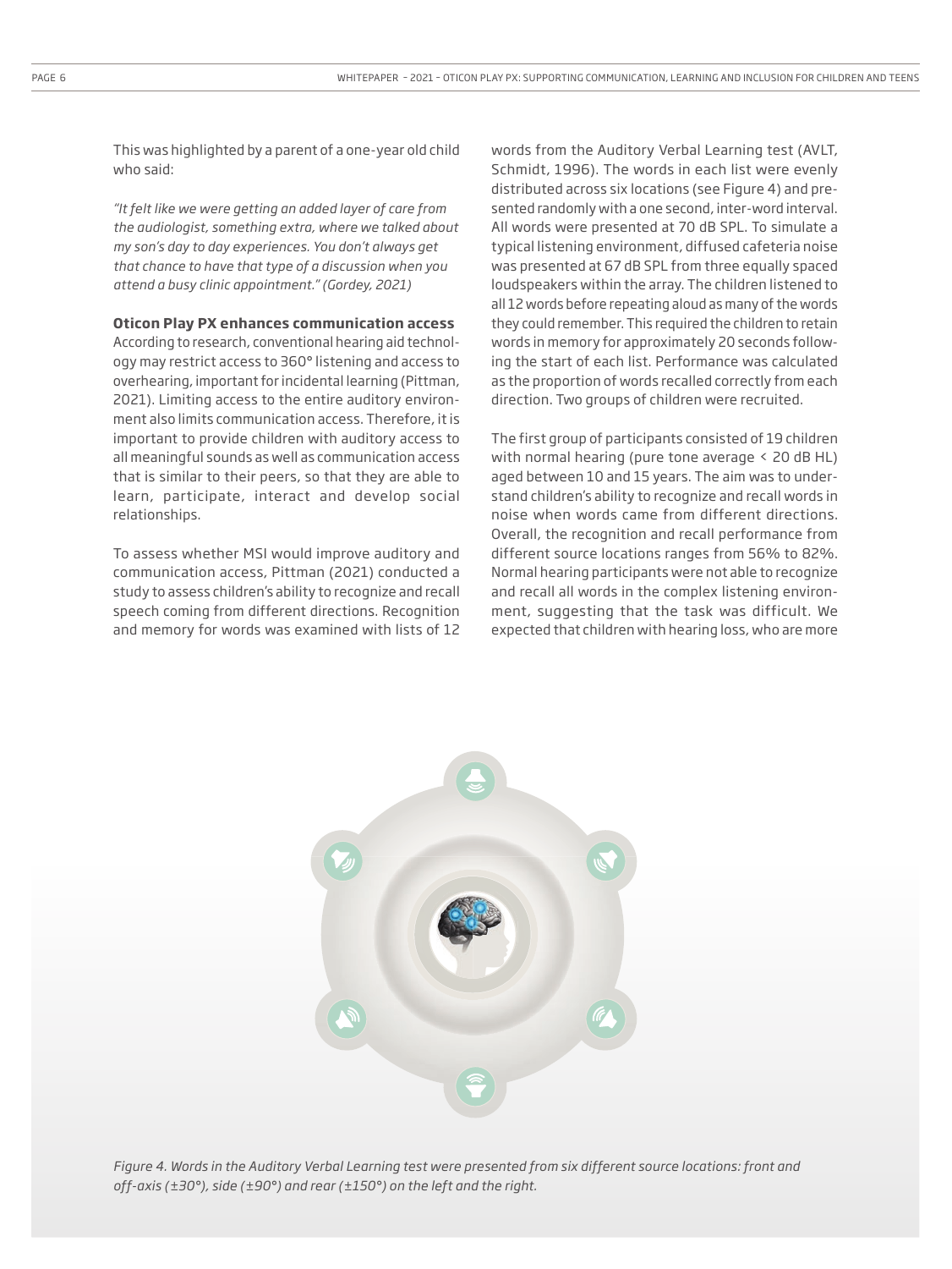This was highlighted by a parent of a one-year old child who said:

*"It felt like we were getting an added layer of care from the audiologist, something extra, where we talked about my son's day to day experiences. You don't always get that chance to have that type of a discussion when you attend a busy clinic appointment." (Gordey, 2021)*

**Oticon Play PX enhances communication access**

According to research, conventional hearing aid technology may restrict access to 360° listening and access to overhearing, important for incidental learning (Pittman, 2021). Limiting access to the entire auditory environment also limits communication access. Therefore, it is important to provide children with auditory access to all meaningful sounds as well as communication access that is similar to their peers, so that they are able to learn, participate, interact and develop social relationships.

To assess whether MSI would improve auditory and communication access, Pittman (2021) conducted a study to assess children's ability to recognize and recall speech coming from different directions. Recognition and memory for words was examined with lists of 12 words from the Auditory Verbal Learning test (AVLT, Schmidt, 1996). The words in each list were evenly distributed across six locations (see Figure 4) and presented randomly with a one second, inter-word interval. All words were presented at 70 dB SPL. To simulate a typical listening environment, diffused cafeteria noise was presented at 67 dB SPL from three equally spaced loudspeakers within the array. The children listened to all 12 words before repeating aloud as many of the words they could remember. This required the children to retain words in memory for approximately 20 seconds following the start of each list. Performance was calculated as the proportion of words recalled correctly from each direction. Two groups of children were recruited.

The first group of participants consisted of 19 children with normal hearing (pure tone average < 20 dB HL) aged between 10 and 15 years. The aim was to understand children's ability to recognize and recall words in noise when words came from different directions. Overall, the recognition and recall performance from different source locations ranges from 56% to 82%. Normal hearing participants were not able to recognize and recall all words in the complex listening environment, suggesting that the task was difficult. We expected that children with hearing loss, who are more

*Figure 4. Words in the Auditory Verbal Learning test were presented from six different source locations: front and off-axis (±30°), side (±90°) and rear (±150°) on the left and the right.*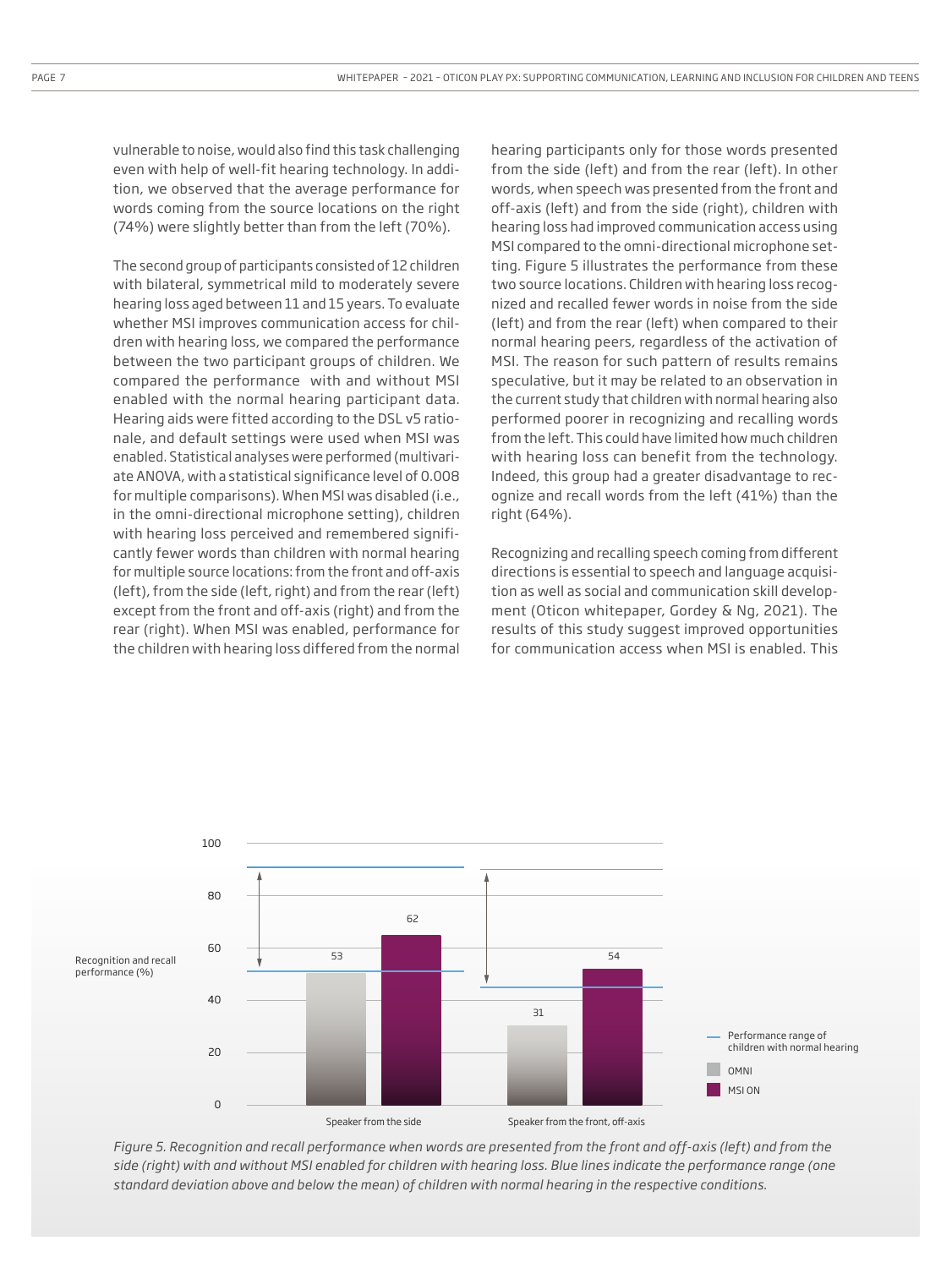vulnerable to noise, would also find this task challenging even with help of well-fit hearing technology. In addition, we observed that the average performance for words coming from the source locations on the right (74%) were slightly better than from the left (70%).

The second group of participants consisted of 12 children with bilateral, symmetrical mild to moderately severe hearing loss aged between 11 and 15 years. To evaluate whether MSI improves communication access for children with hearing loss, we compared the performance between the two participant groups of children. We compared the performance with and without MSI enabled with the normal hearing participant data. Hearing aids were fitted according to the DSL v5 rationale, and default settings were used when MSI was enabled. Statistical analyses were performed (multivariate ANOVA, with a statistical significance level of 0.008 for multiple comparisons). When MSI was disabled (i.e., in the omni-directional microphone setting), children with hearing loss perceived and remembered significantly fewer words than children with normal hearing for multiple source locations: from the front and off-axis (left), from the side (left, right) and from the rear (left) except from the front and off-axis (right) and from the rear (right). When MSI was enabled, performance for the children with hearing loss differed from the normal hearing participants only for those words presented from the side (left) and from the rear (left). In other words, when speech was presented from the front and off-axis (left) and from the side (right), children with hearing loss had improved communication access using MSI compared to the omni-directional microphone setting. Figure 5 illustrates the performance from these two source locations. Children with hearing loss recognized and recalled fewer words in noise from the side (left) and from the rear (left) when compared to their normal hearing peers, regardless of the activation of MSI. The reason for such pattern of results remains speculative, but it may be related to an observation in the current study that children with normal hearing also performed poorer in recognizing and recalling words from the left. This could have limited how much children with hearing loss can benefit from the technology. Indeed, this group had a greater disadvantage to recognize and recall words from the left (41%) than the right (64%).

Recognizing and recalling speech coming from different directions is essential to speech and language acquisition as well as social and communication skill development (Oticon whitepaper, Gordey & Ng, 2021). The results of this study suggest improved opportunities for communication access when MSI is enabled. This

| Recognition and recall performance (%) | OMNI | MSI ON |
|---|---|---|
| Speaker from the side | 53 | 62 |
| Speaker from the front, off-axis | 31 | 54 |

*Figure 5. Recognition and recall performance when words are presented from the front and off-axis (left) and from the side (right) with and without MSI enabled for children with hearing loss. Blue lines indicate the performance range (one standard deviation above and below the mean) of children with normal hearing in the respective conditions.*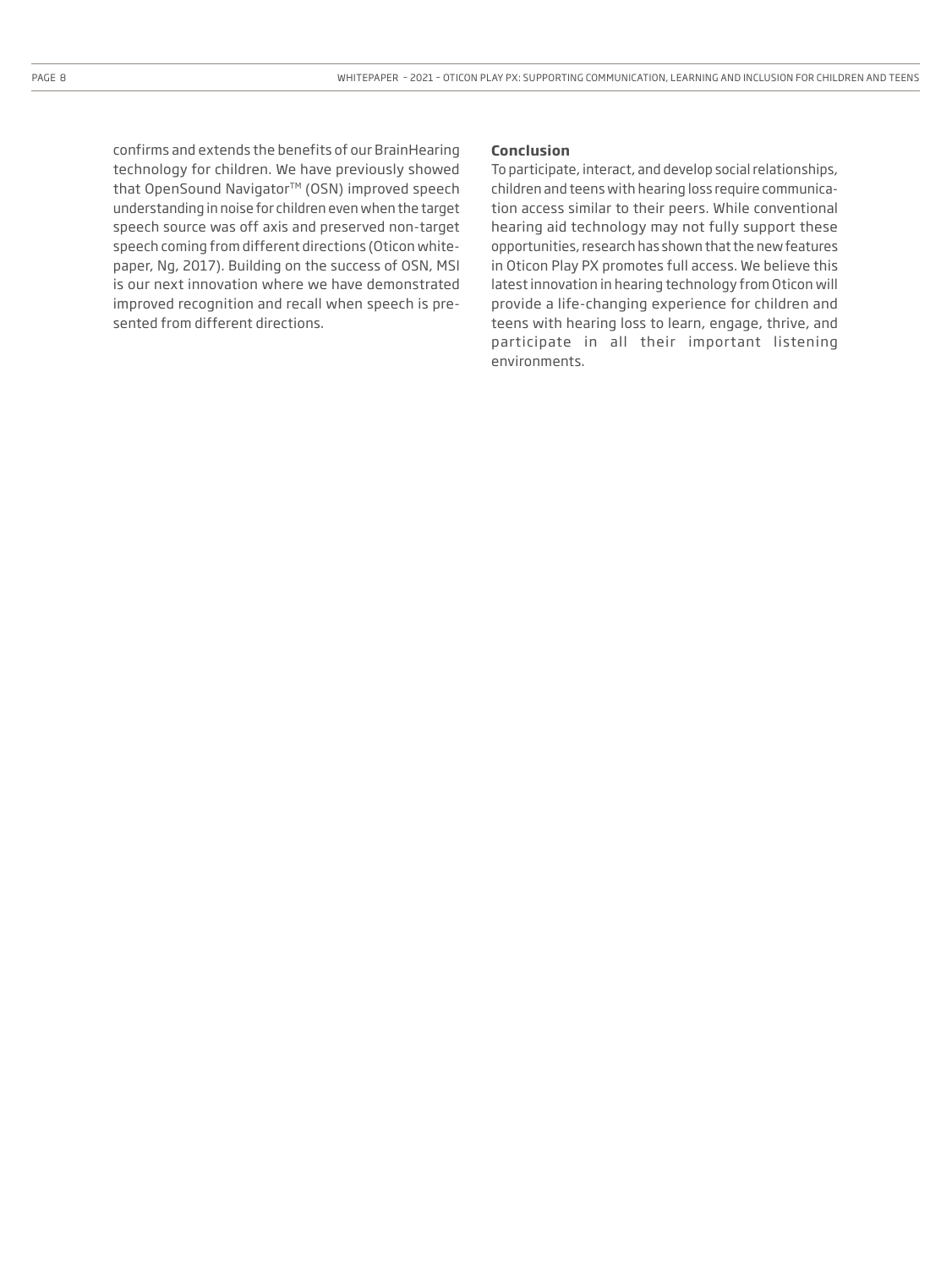confirms and extends the benefits of our BrainHearing technology for children. We have previously showed that OpenSound Navigator™ (OSN) improved speech understanding in noise for children even when the target speech source was off axis and preserved non-target speech coming from different directions (Oticon white-paper, Ng, 2017). Building on the success of OSN, MSI is our next innovation where we have demonstrated improved recognition and recall when speech is presented from different directions.

**Conclusion**

To participate, interact, and develop social relationships, children and teens with hearing loss require communication access similar to their peers. While conventional hearing aid technology may not fully support these opportunities, research has shown that the new features in Oticon Play PX promotes full access. We believe this latest innovation in hearing technology from Oticon will provide a life-changing experience for children and teens with hearing loss to learn, engage, thrive, and participate in all their important listening environments.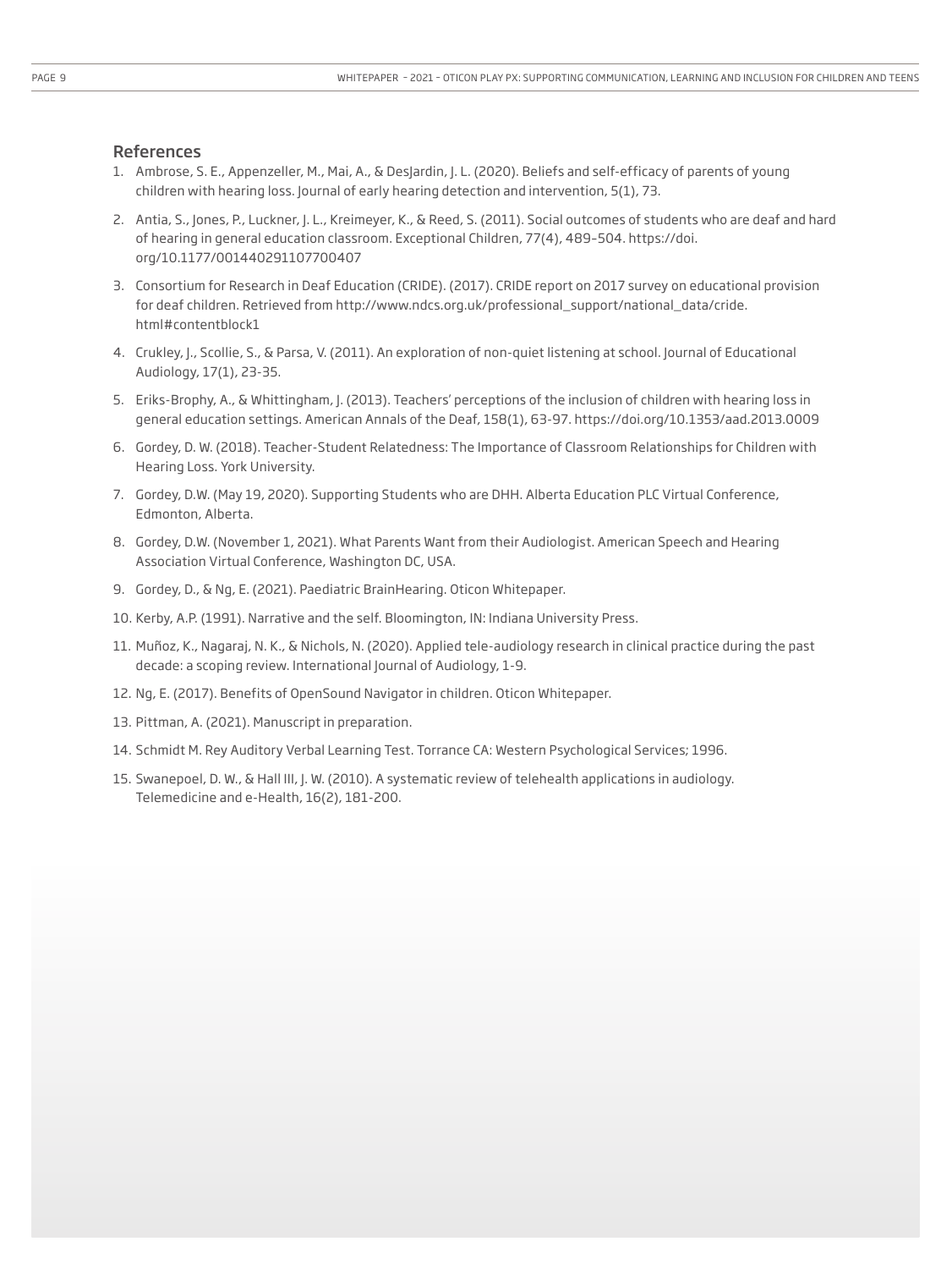## References

1. Ambrose, S. E., Appenzeller, M., Mai, A., & DesJardin, J. L. (2020). Beliefs and self-efficacy of parents of young children with hearing loss. Journal of early hearing detection and intervention, 5(1), 73.
2. Antia, S., Jones, P., Luckner, J. L., Kreimeyer, K., & Reed, S. (2011). Social outcomes of students who are deaf and hard of hearing in general education classroom. Exceptional Children, 77(4), 489-504. https://doi.org/10.1177/001440291107700407
3. Consortium for Research in Deaf Education (CRIDE). (2017). CRIDE report on 2017 survey on educational provision for deaf children. Retrieved from http://www.ndcs.org.uk/professional_support/national_data/cride.html#contentblock1
4. Crukley, J., Scollie, S., & Parsa, V. (2011). An exploration of non-quiet listening at school. Journal of Educational Audiology, 17(1), 23-35.
5. Eriks-Brophy, A., & Whittingham, J. (2013). Teachers' perceptions of the inclusion of children with hearing loss in general education settings. American Annals of the Deaf, 158(1), 63-97. https://doi.org/10.1353/aad.2013.0009
6. Gordey, D. W. (2018). Teacher-Student Relatedness: The Importance of Classroom Relationships for Children with Hearing Loss. York University.
7. Gordey, D.W. (May 19, 2020). Supporting Students who are DHH. Alberta Education PLC Virtual Conference, Edmonton, Alberta.
8. Gordey, D.W. (November 1, 2021). What Parents Want from their Audiologist. American Speech and Hearing Association Virtual Conference, Washington DC, USA.
9. Gordey, D., & Ng, E. (2021). Paediatric BrainHearing. Oticon Whitepaper.
10. Kerby, A.P. (1991). Narrative and the self. Bloomington, IN: Indiana University Press.
11. Muñoz, K., Nagaraj, N. K., & Nichols, N. (2020). Applied tele-audiology research in clinical practice during the past decade: a scoping review. International Journal of Audiology, 1-9.
12. Ng, E. (2017). Benefits of OpenSound Navigator in children. Oticon Whitepaper.
13. Pittman, A. (2021). Manuscript in preparation.
14. Schmidt M. Rey Auditory Verbal Learning Test. Torrance CA: Western Psychological Services; 1996.
15. Swanepoel, D. W., & Hall III, J. W. (2010). A systematic review of telehealth applications in audiology. Telemedicine and e-Health, 16(2), 181-200.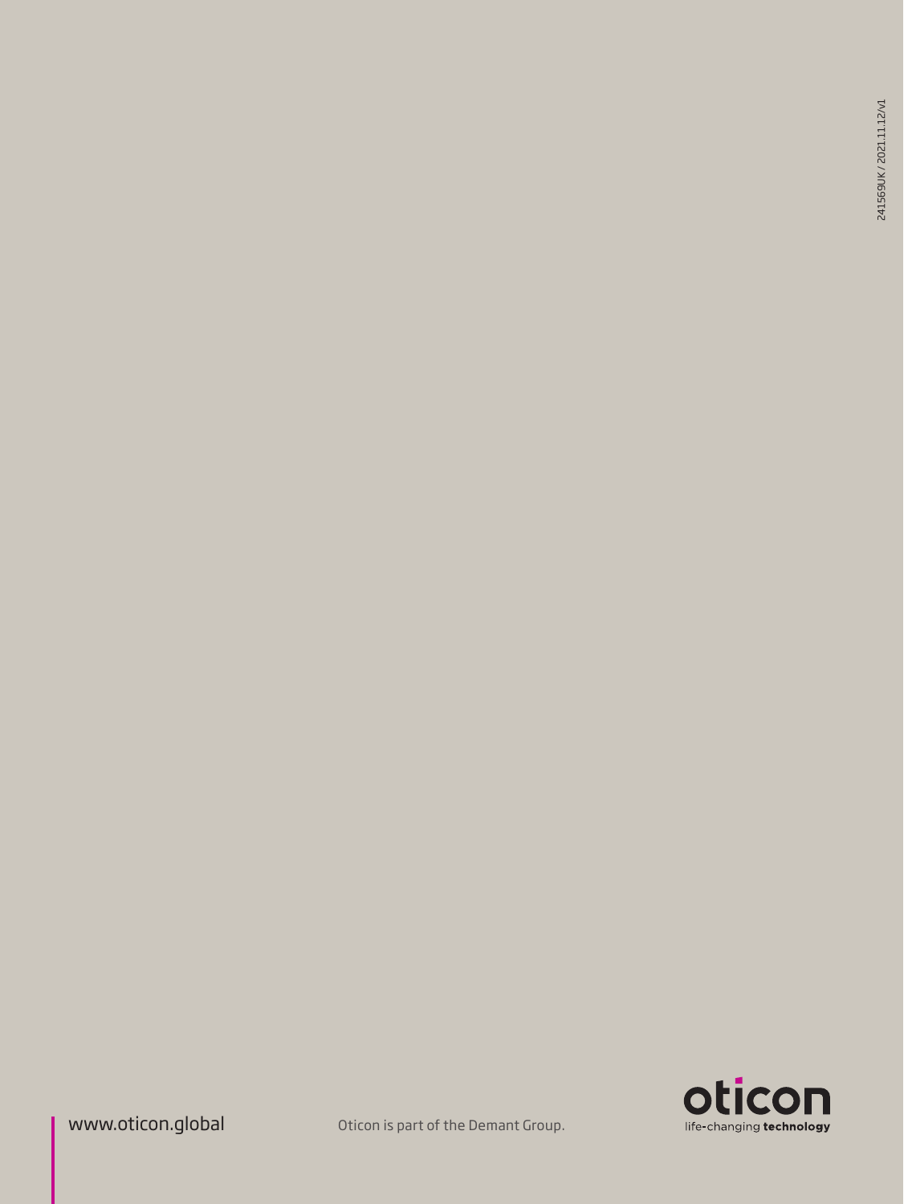241569UK / 2021.11.12/v1

www.oticon.global

Oticon is part of the Demant Group.

oticon
life-changing **technology**